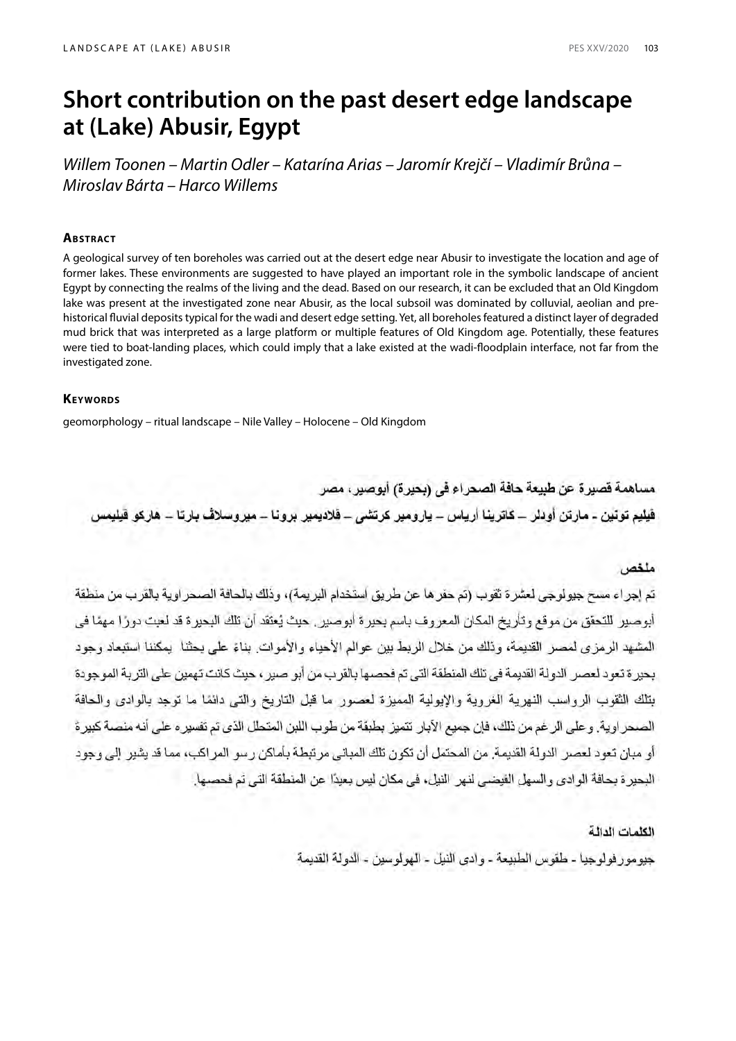# Short contribution on the past desert edge landscape at (Lake) Abusir, Egypt

*Willem Toonen – Martin Odler – Katarína Arias – Jaromír Krejčí – Vladimír Brůna – Miroslav Bárta – Harco Willems*

## Abstract

A geological survey of ten boreholes was carried out at the desert edge near Abusir to investigate the location and age of former lakes. These environments are suggested to have played an important role in the symbolic landscape of ancient Egypt by connecting the realms of the living and the dead. Based on our research, it can be excluded that an Old Kingdom lake was present at the investigated zone near Abusir, as the local subsoil was dominated by colluvial, aeolian and pre-historical fluvial deposits typical for the wadi and desert edge setting. Yet, all boreholes featured a distinct layer of degraded mud brick that was interpreted as a large platform or multiple features of Old Kingdom age. Potentially, these features were tied to boat-landing places, which could imply that a lake existed at the wadi-floodplain interface, not far from the investigated zone.

## Keywords

geomorphology – ritual landscape – Nile Valley – Holocene – Old Kingdom

مساهمة قصيرة عن طبيعة حافة الصحراء في (بحيرة) أبوصير، مصر

فيليم توتين - مارتن أودلر – كاترينا أرياس – يارومير كرتشي – ڤلاديمير برونا – ميروسلاڤ بارتا – هاركو ڤيليمس

## ملخص

تم إجراء مسح جيولوجي لعشرة ثقوب (تم حفرها عن طريق استخدام البريمة)، وذلك بالحافة الصحراوية بالقرب من منطقة أبوصير للتحقق من موقع وتأريخ المكان المعروف باسم بحيرة أبوصير. حيث يُعتقد أن تلك البحيرة قد لعبت دورًا مهمًا في المشهد الرمزي لمصر القديمة، وذلك من خلال الربط بين عوالم الأحياء والأموات. بناءً على بحثنا يمكننا استبعاد وجود بحيرة تعود لعصر الدولة القديمة في تلك المنطقة التي تم فحصها بالقرب من أبو صير، حيث كانت تهمين على التربة الموجودة بتلك الثقوب الرواسب النهرية الغروية والإيولية المميزة لعصور ما قبل التاريخ والتي دائمًا ما توجد بالوادي والحافة الصحراوية. وعلى الرغم من ذلك، فإن جميع الآبار تتميز بطبقة من طوب اللبن المتحلل الذي تم تفسيره على أنه منصة كبيرة أو مبان تعود لعصر الدولة القديمة. من المحتمل أن تكون تلك المباني مرتبطة بأماكن رسو المراكب، مما قد يشير إلى وجود البحيرة بحافة الوادي والسهل الفيضي لنهر النيل، في مكان ليس بعيدًا عن المنطقة التي تم فحصها.

## الكلمات الدالة

جيومورفولوجيا - طقوس الطبيعة - وادي النيل - الهولوسين - الدولة القديمة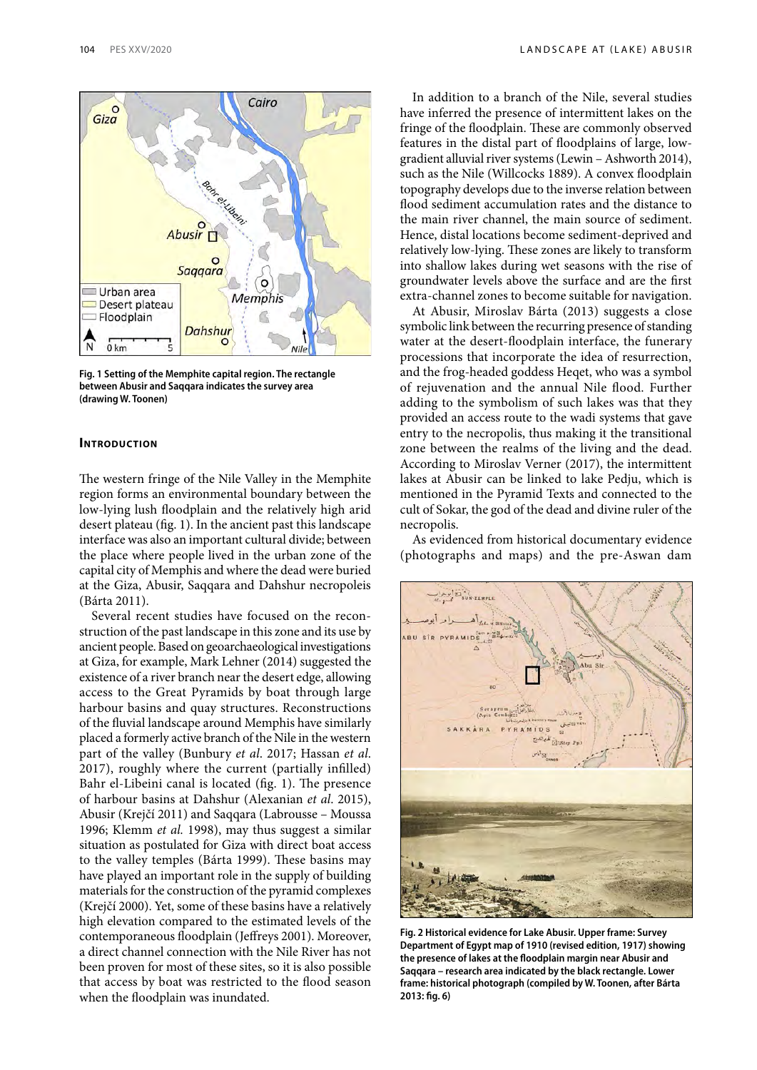Fig. 1 Setting of the Memphite capital region. The rectangle between Abusir and Saqqara indicates the survey area (drawing W. Toonen)

## Introduction

The western fringe of the Nile Valley in the Memphite region forms an environmental boundary between the low-lying lush floodplain and the relatively high arid desert plateau (fig. 1). In the ancient past this landscape interface was also an important cultural divide; between the place where people lived in the urban zone of the capital city of Memphis and where the dead were buried at the Giza, Abusir, Saqqara and Dahshur necropoleis (Bárta 2011).

Several recent studies have focused on the reconstruction of the past landscape in this zone and its use by ancient people. Based on geoarchaeological investigations at Giza, for example, Mark Lehner (2014) suggested the existence of a river branch near the desert edge, allowing access to the Great Pyramids by boat through large harbour basins and quay structures. Reconstructions of the fluvial landscape around Memphis have similarly placed a formerly active branch of the Nile in the western part of the valley (Bunbury *et al.* 2017; Hassan *et al.* 2017), roughly where the current (partially infilled) Bahr el-Libeini canal is located (fig. 1). The presence of harbour basins at Dahshur (Alexanian *et al.* 2015), Abusir (Krejčí 2011) and Saqqara (Labrousse – Moussa 1996; Klemm *et al.* 1998), may thus suggest a similar situation as postulated for Giza with direct boat access to the valley temples (Bárta 1999). These basins may have played an important role in the supply of building materials for the construction of the pyramid complexes (Krejčí 2000). Yet, some of these basins have a relatively high elevation compared to the estimated levels of the contemporaneous floodplain (Jeffreys 2001). Moreover, a direct channel connection with the Nile River has not been proven for most of these sites, so it is also possible that access by boat was restricted to the flood season when the floodplain was inundated.

In addition to a branch of the Nile, several studies have inferred the presence of intermittent lakes on the fringe of the floodplain. These are commonly observed features in the distal part of floodplains of large, low-gradient alluvial river systems (Lewin – Ashworth 2014), such as the Nile (Willcocks 1889). A convex floodplain topography develops due to the inverse relation between flood sediment accumulation rates and the distance to the main river channel, the main source of sediment. Hence, distal locations become sediment-deprived and relatively low-lying. These zones are likely to transform into shallow lakes during wet seasons with the rise of groundwater levels above the surface and are the first extra-channel zones to become suitable for navigation.

At Abusir, Miroslav Bárta (2013) suggests a close symbolic link between the recurring presence of standing water at the desert-floodplain interface, the funerary processions that incorporate the idea of resurrection, and the frog-headed goddess Heqet, who was a symbol of rejuvenation and the annual Nile flood. Further adding to the symbolism of such lakes was that they provided an access route to the wadi systems that gave entry to the necropolis, thus making it the transitional zone between the realms of the living and the dead. According to Miroslav Verner (2017), the intermittent lakes at Abusir can be linked to lake Pedju, which is mentioned in the Pyramid Texts and connected to the cult of Sokar, the god of the dead and divine ruler of the necropolis.

As evidenced from historical documentary evidence (photographs and maps) and the pre-Aswan dam

Fig. 2 Historical evidence for Lake Abusir. Upper frame: Survey Department of Egypt map of 1910 (revised edition, 1917) showing the presence of lakes at the floodplain margin near Abusir and Saqqara – research area indicated by the black rectangle. Lower frame: historical photograph (compiled by W. Toonen, after Bárta 2013: fig. 6)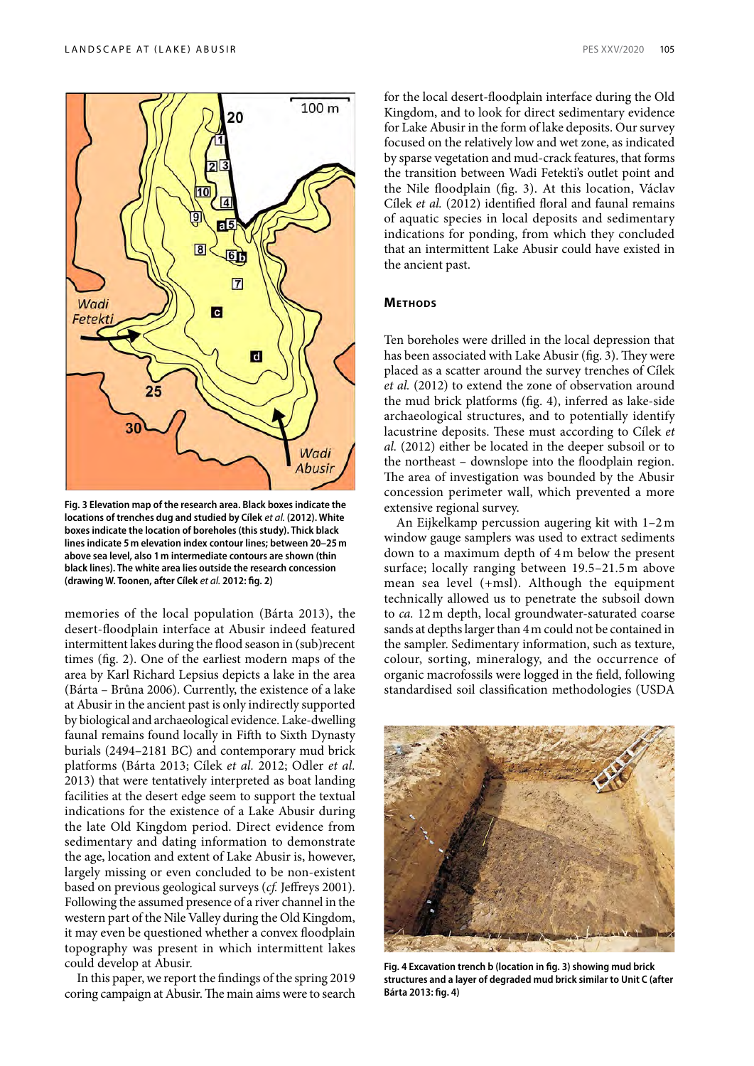Fig. 3 Elevation map of the research area. Black boxes indicate the locations of trenches dug and studied by Cílek *et al.* (2012). White boxes indicate the location of boreholes (this study). Thick black lines indicate 5 m elevation index contour lines; between 20–25 m above sea level, also 1 m intermediate contours are shown (thin black lines). The white area lies outside the research concession (drawing W. Toonen, after Cílek *et al.* 2012: fig. 2)

memories of the local population (Bárta 2013), the desert-floodplain interface at Abusir indeed featured intermittent lakes during the flood season in (sub)recent times (fig. 2). One of the earliest modern maps of the area by Karl Richard Lepsius depicts a lake in the area (Bárta – Brůna 2006). Currently, the existence of a lake at Abusir in the ancient past is only indirectly supported by biological and archaeological evidence. Lake-dwelling faunal remains found locally in Fifth to Sixth Dynasty burials (2494–2181 BC) and contemporary mud brick platforms (Bárta 2013; Cílek *et al.* 2012; Odler *et al.* 2013) that were tentatively interpreted as boat landing facilities at the desert edge seem to support the textual indications for the existence of a Lake Abusir during the late Old Kingdom period. Direct evidence from sedimentary and dating information to demonstrate the age, location and extent of Lake Abusir is, however, largely missing or even concluded to be non-existent based on previous geological surveys (*cf.* Jeffreys 2001). Following the assumed presence of a river channel in the western part of the Nile Valley during the Old Kingdom, it may even be questioned whether a convex floodplain topography was present in which intermittent lakes could develop at Abusir.

In this paper, we report the findings of the spring 2019 coring campaign at Abusir. The main aims were to search for the local desert-floodplain interface during the Old Kingdom, and to look for direct sedimentary evidence for Lake Abusir in the form of lake deposits. Our survey focused on the relatively low and wet zone, as indicated by sparse vegetation and mud-crack features, that forms the transition between Wadi Fetekti's outlet point and the Nile floodplain (fig. 3). At this location, Václav Cílek *et al.* (2012) identified floral and faunal remains of aquatic species in local deposits and sedimentary indications for ponding, from which they concluded that an intermittent Lake Abusir could have existed in the ancient past.

## Methods

Ten boreholes were drilled in the local depression that has been associated with Lake Abusir (fig. 3). They were placed as a scatter around the survey trenches of Cílek *et al.* (2012) to extend the zone of observation around the mud brick platforms (fig. 4), inferred as lake-side archaeological structures, and to potentially identify lacustrine deposits. These must according to Cílek *et al.* (2012) either be located in the deeper subsoil or to the northeast – downslope into the floodplain region. The area of investigation was bounded by the Abusir concession perimeter wall, which prevented a more extensive regional survey.

An Eijkelkamp percussion augering kit with 1–2 m window gauge samplers was used to extract sediments down to a maximum depth of 4 m below the present surface; locally ranging between 19.5–21.5 m above mean sea level (+msl). Although the equipment technically allowed us to penetrate the subsoil down to *ca.* 12 m depth, local groundwater-saturated coarse sands at depths larger than 4 m could not be contained in the sampler. Sedimentary information, such as texture, colour, sorting, mineralogy, and the occurrence of organic macrofossils were logged in the field, following standardised soil classification methodologies (USDA

Fig. 4 Excavation trench b (location in fig. 3) showing mud brick structures and a layer of degraded mud brick similar to Unit C (after Bárta 2013: fig. 4)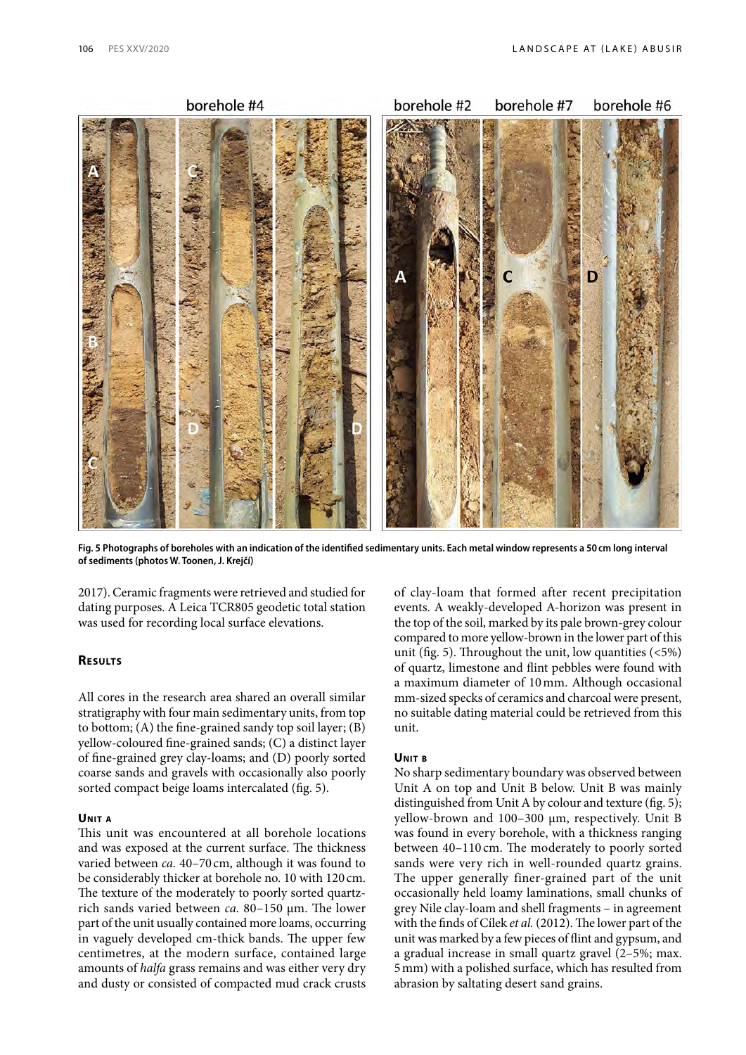Fig. 5 Photographs of boreholes with an indication of the identified sedimentary units. Each metal window represents a 50 cm long interval of sediments (photos W. Toonen, J. Krejčí)

2017). Ceramic fragments were retrieved and studied for dating purposes. A Leica TCR805 geodetic total station was used for recording local surface elevations.

## Results

All cores in the research area shared an overall similar stratigraphy with four main sedimentary units, from top to bottom; (A) the fine-grained sandy top soil layer; (B) yellow-coloured fine-grained sands; (C) a distinct layer of fine-grained grey clay-loams; and (D) poorly sorted coarse sands and gravels with occasionally also poorly sorted compact beige loams intercalated (fig. 5).

### Unit A

This unit was encountered at all borehole locations and was exposed at the current surface. The thickness varied between *ca.* 40–70 cm, although it was found to be considerably thicker at borehole no. 10 with 120 cm. The texture of the moderately to poorly sorted quartz-rich sands varied between *ca.* 80–150 μm. The lower part of the unit usually contained more loams, occurring in vaguely developed cm-thick bands. The upper few centimetres, at the modern surface, contained large amounts of *halfa* grass remains and was either very dry and dusty or consisted of compacted mud crack crusts of clay-loam that formed after recent precipitation events. A weakly-developed A-horizon was present in the top of the soil, marked by its pale brown-grey colour compared to more yellow-brown in the lower part of this unit (fig. 5). Throughout the unit, low quantities (<5%) of quartz, limestone and flint pebbles were found with a maximum diameter of 10 mm. Although occasional mm-sized specks of ceramics and charcoal were present, no suitable dating material could be retrieved from this unit.

### Unit B

No sharp sedimentary boundary was observed between Unit A on top and Unit B below. Unit B was mainly distinguished from Unit A by colour and texture (fig. 5); yellow-brown and 100–300 μm, respectively. Unit B was found in every borehole, with a thickness ranging between 40–110 cm. The moderately to poorly sorted sands were very rich in well-rounded quartz grains. The upper generally finer-grained part of the unit occasionally held loamy laminations, small chunks of grey Nile clay-loam and shell fragments – in agreement with the finds of Cílek *et al.* (2012). The lower part of the unit was marked by a few pieces of flint and gypsum, and a gradual increase in small quartz gravel (2–5%; max. 5 mm) with a polished surface, which has resulted from abrasion by saltating desert sand grains.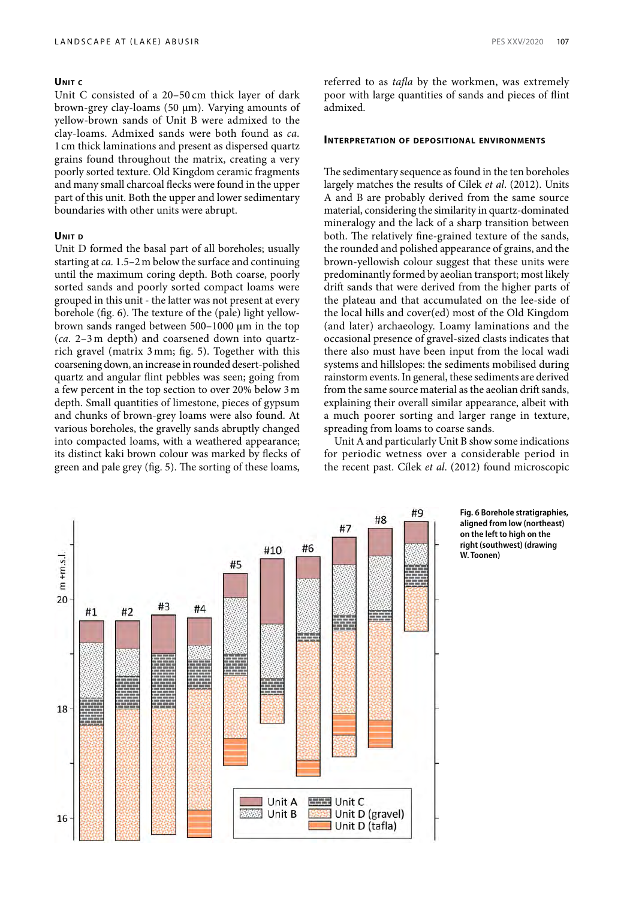#### Unit C

Unit C consisted of a 20–50 cm thick layer of dark brown-grey clay-loams (50 µm). Varying amounts of yellow-brown sands of Unit B were admixed to the clay-loams. Admixed sands were both found as *ca.* 1 cm thick laminations and present as dispersed quartz grains found throughout the matrix, creating a very poorly sorted texture. Old Kingdom ceramic fragments and many small charcoal flecks were found in the upper part of this unit. Both the upper and lower sedimentary boundaries with other units were abrupt.

#### Unit D

Unit D formed the basal part of all boreholes; usually starting at *ca.* 1.5–2 m below the surface and continuing until the maximum coring depth. Both coarse, poorly sorted sands and poorly sorted compact loams were grouped in this unit - the latter was not present at every borehole (fig. 6). The texture of the (pale) light yellow-brown sands ranged between 500–1000 µm in the top (*ca.* 2–3 m depth) and coarsened down into quartz-rich gravel (matrix 3 mm; fig. 5). Together with this coarsening down, an increase in rounded desert-polished quartz and angular flint pebbles was seen; going from a few percent in the top section to over 20% below 3 m depth. Small quantities of limestone, pieces of gypsum and chunks of brown-grey loams were also found. At various boreholes, the gravelly sands abruptly changed into compacted loams, with a weathered appearance; its distinct kaki brown colour was marked by flecks of green and pale grey (fig. 5). The sorting of these loams, referred to as *tafla* by the workmen, was extremely poor with large quantities of sands and pieces of flint admixed.

### Interpretation of depositional environments

The sedimentary sequence as found in the ten boreholes largely matches the results of Cílek *et al.* (2012). Units A and B are probably derived from the same source material, considering the similarity in quartz-dominated mineralogy and the lack of a sharp transition between both. The relatively fine-grained texture of the sands, the rounded and polished appearance of grains, and the brown-yellowish colour suggest that these units were predominantly formed by aeolian transport; most likely drift sands that were derived from the higher parts of the plateau and that accumulated on the lee-side of the local hills and cover(ed) most of the Old Kingdom (and later) archaeology. Loamy laminations and the occasional presence of gravel-sized clasts indicates that there also must have been input from the local wadi systems and hillslopes: the sediments mobilised during rainstorm events. In general, these sediments are derived from the same source material as the aeolian drift sands, explaining their overall similar appearance, albeit with a much poorer sorting and larger range in texture, spreading from loams to coarse sands.

Unit A and particularly Unit B show some indications for periodic wetness over a considerable period in the recent past. Cílek *et al.* (2012) found microscopic

**Fig. 6 Borehole stratigraphies, aligned from low (northeast) on the left to high on the right (southwest) (drawing W. Toonen)**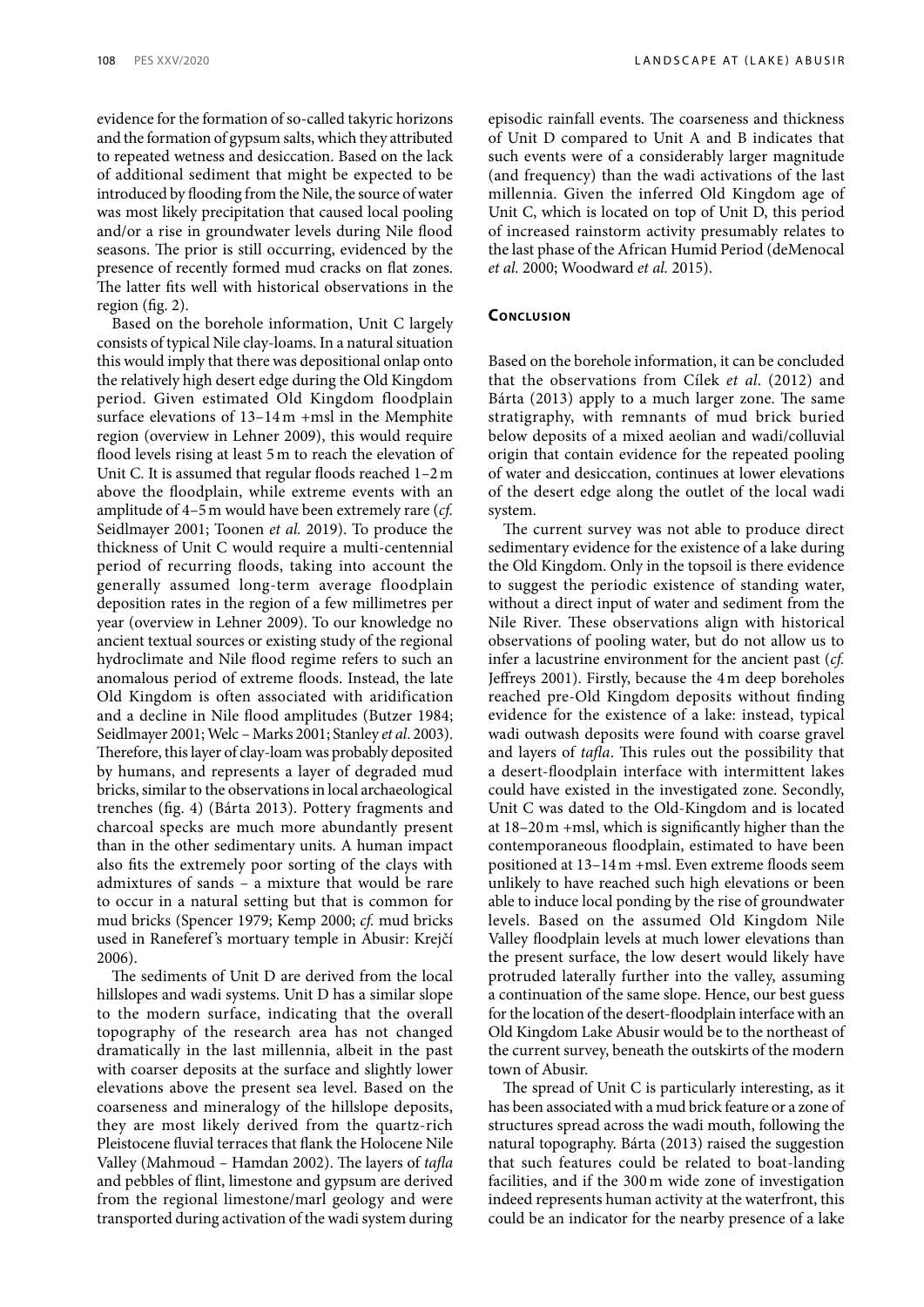evidence for the formation of so-called takyric horizons and the formation of gypsum salts, which they attributed to repeated wetness and desiccation. Based on the lack of additional sediment that might be expected to be introduced by flooding from the Nile, the source of water was most likely precipitation that caused local pooling and/or a rise in groundwater levels during Nile flood seasons. The prior is still occurring, evidenced by the presence of recently formed mud cracks on flat zones. The latter fits well with historical observations in the region (fig. 2).

Based on the borehole information, Unit C largely consists of typical Nile clay-loams. In a natural situation this would imply that there was depositional onlap onto the relatively high desert edge during the Old Kingdom period. Given estimated Old Kingdom floodplain surface elevations of 13–14 m +msl in the Memphite region (overview in Lehner 2009), this would require flood levels rising at least 5 m to reach the elevation of Unit C. It is assumed that regular floods reached 1–2 m above the floodplain, while extreme events with an amplitude of 4–5 m would have been extremely rare (*cf.* Seidlmayer 2001; Toonen *et al.* 2019). To produce the thickness of Unit C would require a multi-centennial period of recurring floods, taking into account the generally assumed long-term average floodplain deposition rates in the region of a few millimetres per year (overview in Lehner 2009). To our knowledge no ancient textual sources or existing study of the regional hydroclimate and Nile flood regime refers to such an anomalous period of extreme floods. Instead, the late Old Kingdom is often associated with aridification and a decline in Nile flood amplitudes (Butzer 1984; Seidlmayer 2001; Welc – Marks 2001; Stanley *et al.* 2003). Therefore, this layer of clay-loam was probably deposited by humans, and represents a layer of degraded mud bricks, similar to the observations in local archaeological trenches (fig. 4) (Bárta 2013). Pottery fragments and charcoal specks are much more abundantly present than in the other sedimentary units. A human impact also fits the extremely poor sorting of the clays with admixtures of sands – a mixture that would be rare to occur in a natural setting but that is common for mud bricks (Spencer 1979; Kemp 2000; *cf.* mud bricks used in Raneferef's mortuary temple in Abusir: Krejčí 2006).

The sediments of Unit D are derived from the local hillslopes and wadi systems. Unit D has a similar slope to the modern surface, indicating that the overall topography of the research area has not changed dramatically in the last millennia, albeit in the past with coarser deposits at the surface and slightly lower elevations above the present sea level. Based on the coarseness and mineralogy of the hillslope deposits, they are most likely derived from the quartz-rich Pleistocene fluvial terraces that flank the Holocene Nile Valley (Mahmoud – Hamdan 2002). The layers of *tafla* and pebbles of flint, limestone and gypsum are derived from the regional limestone/marl geology and were transported during activation of the wadi system during episodic rainfall events. The coarseness and thickness of Unit D compared to Unit A and B indicates that such events were of a considerably larger magnitude (and frequency) than the wadi activations of the last millennia. Given the inferred Old Kingdom age of Unit C, which is located on top of Unit D, this period of increased rainstorm activity presumably relates to the last phase of the African Humid Period (deMenocal *et al.* 2000; Woodward *et al.* 2015).

## Conclusion

Based on the borehole information, it can be concluded that the observations from Cílek *et al*. (2012) and Bárta (2013) apply to a much larger zone. The same stratigraphy, with remnants of mud brick buried below deposits of a mixed aeolian and wadi/colluvial origin that contain evidence for the repeated pooling of water and desiccation, continues at lower elevations of the desert edge along the outlet of the local wadi system.

The current survey was not able to produce direct sedimentary evidence for the existence of a lake during the Old Kingdom. Only in the topsoil is there evidence to suggest the periodic existence of standing water, without a direct input of water and sediment from the Nile River. These observations align with historical observations of pooling water, but do not allow us to infer a lacustrine environment for the ancient past (*cf.* Jeffreys 2001). Firstly, because the 4 m deep boreholes reached pre-Old Kingdom deposits without finding evidence for the existence of a lake: instead, typical wadi outwash deposits were found with coarse gravel and layers of *tafla*. This rules out the possibility that a desert-floodplain interface with intermittent lakes could have existed in the investigated zone. Secondly, Unit C was dated to the Old-Kingdom and is located at 18–20 m +msl, which is significantly higher than the contemporaneous floodplain, estimated to have been positioned at 13–14 m +msl. Even extreme floods seem unlikely to have reached such high elevations or been able to induce local ponding by the rise of groundwater levels. Based on the assumed Old Kingdom Nile Valley floodplain levels at much lower elevations than the present surface, the low desert would likely have protruded laterally further into the valley, assuming a continuation of the same slope. Hence, our best guess for the location of the desert-floodplain interface with an Old Kingdom Lake Abusir would be to the northeast of the current survey, beneath the outskirts of the modern town of Abusir.

The spread of Unit C is particularly interesting, as it has been associated with a mud brick feature or a zone of structures spread across the wadi mouth, following the natural topography. Bárta (2013) raised the suggestion that such features could be related to boat-landing facilities, and if the 300 m wide zone of investigation indeed represents human activity at the waterfront, this could be an indicator for the nearby presence of a lake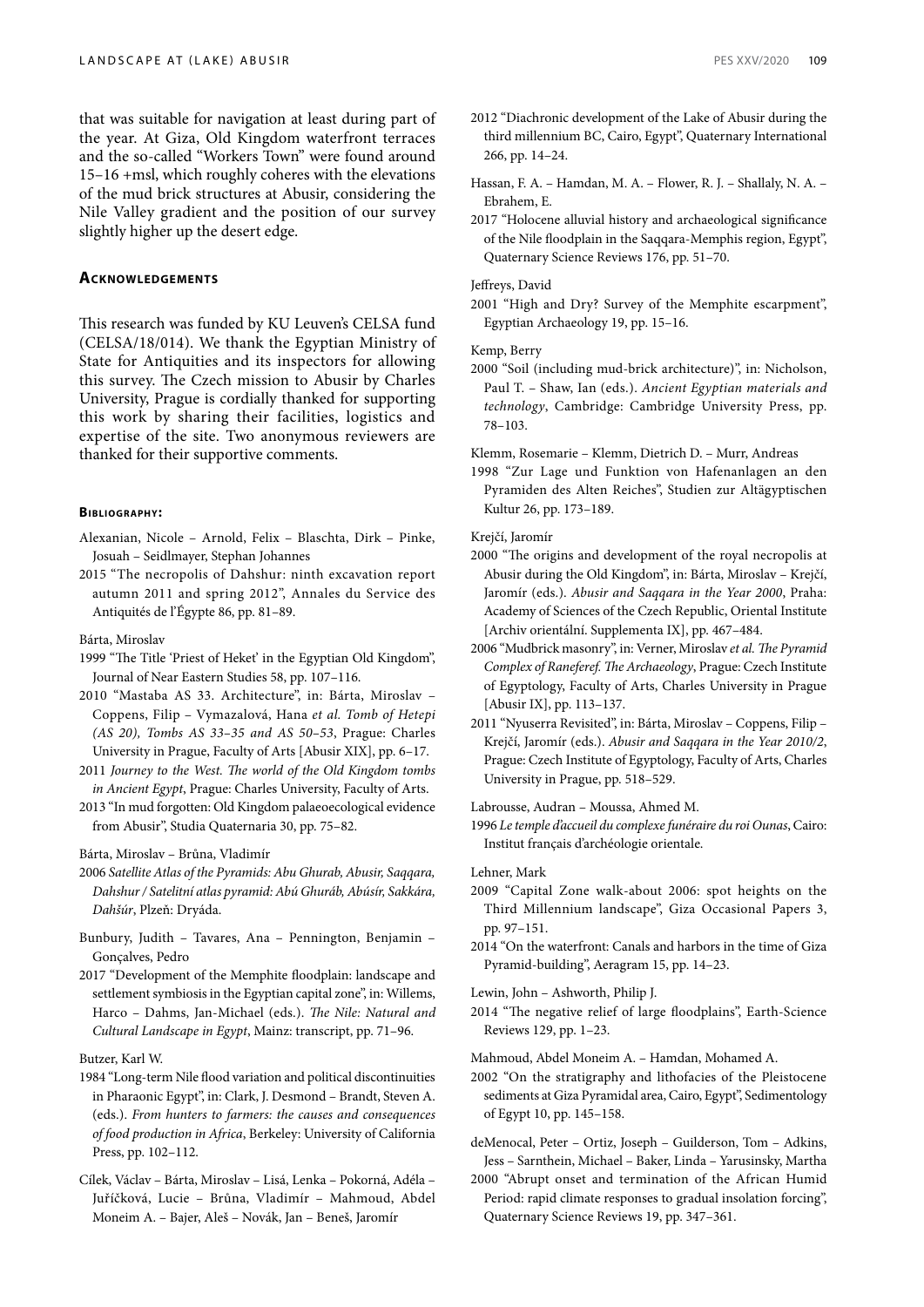that was suitable for navigation at least during part of the year. At Giza, Old Kingdom waterfront terraces and the so-called "Workers Town" were found around 15–16 +msl, which roughly coheres with the elevations of the mud brick structures at Abusir, considering the Nile Valley gradient and the position of our survey slightly higher up the desert edge.

## Acknowledgements

This research was funded by KU Leuven's CELSA fund (CELSA/18/014). We thank the Egyptian Ministry of State for Antiquities and its inspectors for allowing this survey. The Czech mission to Abusir by Charles University, Prague is cordially thanked for supporting this work by sharing their facilities, logistics and expertise of the site. Two anonymous reviewers are thanked for their supportive comments.

### Bibliography:

Alexanian, Nicole – Arnold, Felix – Blaschta, Dirk – Pinke, Josuah – Seidlmayer, Stephan Johannes

2015 "The necropolis of Dahshur: ninth excavation report autumn 2011 and spring 2012", Annales du Service des Antiquités de l'Égypte 86, pp. 81–89.

Bárta, Miroslav

1999 "The Title 'Priest of Heket' in the Egyptian Old Kingdom", Journal of Near Eastern Studies 58, pp. 107–116.

2010 "Mastaba AS 33. Architecture", in: Bárta, Miroslav – Coppens, Filip – Vymazalová, Hana *et al. Tomb of Hetepi (AS 20), Tombs AS 33–35 and AS 50–53*, Prague: Charles University in Prague, Faculty of Arts [Abusir XIX], pp. 6–17.

2011 *Journey to the West. The world of the Old Kingdom tombs in Ancient Egypt*, Prague: Charles University, Faculty of Arts.

2013 "In mud forgotten: Old Kingdom palaeoecological evidence from Abusir", Studia Quaternaria 30, pp. 75–82.

Bárta, Miroslav – Brůna, Vladimír

2006 *Satellite Atlas of the Pyramids: Abu Ghurab, Abusir, Saqqara, Dahshur / Satelitní atlas pyramid: Abú Ghuráb, Abúsír, Sakkára, Dahšúr*, Plzeň: Dryáda.

Bunbury, Judith – Tavares, Ana – Pennington, Benjamin – Gonçalves, Pedro

2017 "Development of the Memphite floodplain: landscape and settlement symbiosis in the Egyptian capital zone", in: Willems, Harco – Dahms, Jan-Michael (eds.). *The Nile: Natural and Cultural Landscape in Egypt*, Mainz: transcript, pp. 71–96.

Butzer, Karl W.

1984 "Long-term Nile flood variation and political discontinuities in Pharaonic Egypt", in: Clark, J. Desmond – Brandt, Steven A. (eds.). *From hunters to farmers: the causes and consequences of food production in Africa*, Berkeley: University of California Press, pp. 102–112.

Cílek, Václav – Bárta, Miroslav – Lisá, Lenka – Pokorná, Adéla – Juříčková, Lucie – Brůna, Vladimír – Mahmoud, Abdel Moneim A. – Bajer, Aleš – Novák, Jan – Beneš, Jaromír

2012 "Diachronic development of the Lake of Abusir during the third millennium BC, Cairo, Egypt", Quaternary International 266, pp. 14–24.

Hassan, F. A. – Hamdan, M. A. – Flower, R. J. – Shallaly, N. A. – Ebrahem, E.

2017 "Holocene alluvial history and archaeological significance of the Nile floodplain in the Saqqara-Memphis region, Egypt", Quaternary Science Reviews 176, pp. 51–70.

Jeffreys, David

2001 "High and Dry? Survey of the Memphite escarpment", Egyptian Archaeology 19, pp. 15–16.

Kemp, Berry

2000 "Soil (including mud-brick architecture)", in: Nicholson, Paul T. – Shaw, Ian (eds.). *Ancient Egyptian materials and technology*, Cambridge: Cambridge University Press, pp. 78–103.

Klemm, Rosemarie – Klemm, Dietrich D. – Murr, Andreas

1998 "Zur Lage und Funktion von Hafenanlagen an den Pyramiden des Alten Reiches", Studien zur Altägyptischen Kultur 26, pp. 173–189.

Krejčí, Jaromír

2000 "The origins and development of the royal necropolis at Abusir during the Old Kingdom", in: Bárta, Miroslav – Krejčí, Jaromír (eds.). *Abusir and Saqqara in the Year 2000*, Praha: Academy of Sciences of the Czech Republic, Oriental Institute [Archiv orientální. Supplementa IX], pp. 467–484.

2006 "Mudbrick masonry", in: Verner, Miroslav *et al. The Pyramid Complex of Raneferef. The Archaeology*, Prague: Czech Institute of Egyptology, Faculty of Arts, Charles University in Prague [Abusir IX], pp. 113–137.

2011 "Nyuserra Revisited", in: Bárta, Miroslav – Coppens, Filip – Krejčí, Jaromír (eds.). *Abusir and Saqqara in the Year 2010/2*, Prague: Czech Institute of Egyptology, Faculty of Arts, Charles University in Prague, pp. 518–529.

Labrousse, Audran – Moussa, Ahmed M.

1996 *Le temple d'accueil du complexe funéraire du roi Ounas*, Cairo: Institut français d'archéologie orientale.

Lehner, Mark

2009 "Capital Zone walk-about 2006: spot heights on the Third Millennium landscape", Giza Occasional Papers 3, pp. 97–151.

2014 "On the waterfront: Canals and harbors in the time of Giza Pyramid-building", Aeragram 15, pp. 14–23.

Lewin, John – Ashworth, Philip J.

2014 "The negative relief of large floodplains", Earth-Science Reviews 129, pp. 1–23.

Mahmoud, Abdel Moneim A. – Hamdan, Mohamed A.

2002 "On the stratigraphy and lithofacies of the Pleistocene sediments at Giza Pyramidal area, Cairo, Egypt", Sedimentology of Egypt 10, pp. 145–158.

deMenocal, Peter – Ortiz, Joseph – Guilderson, Tom – Adkins, Jess – Sarnthein, Michael – Baker, Linda – Yarusinsky, Martha

2000 "Abrupt onset and termination of the African Humid Period: rapid climate responses to gradual insolation forcing", Quaternary Science Reviews 19, pp. 347–361.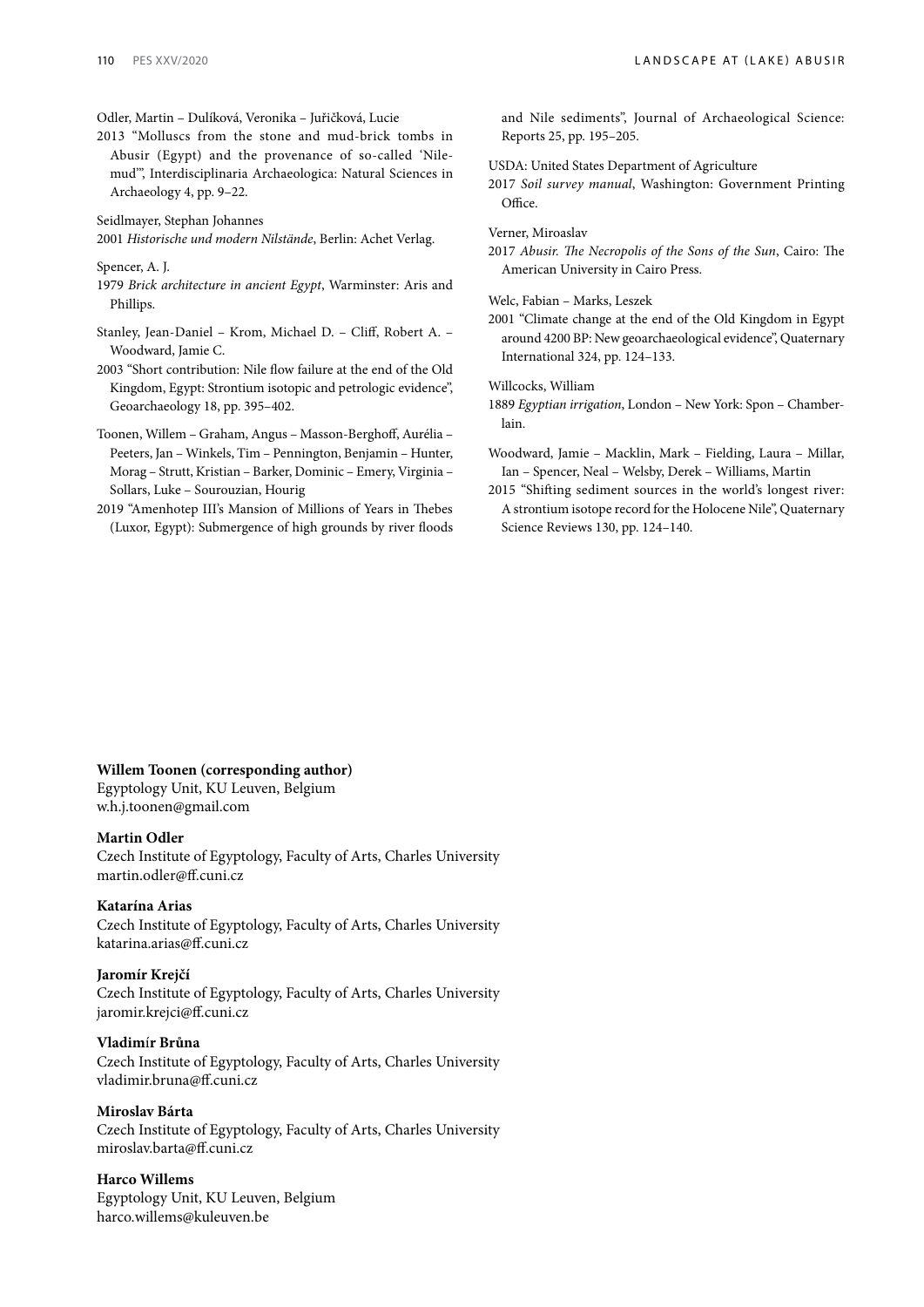Odler, Martin – Dulíková, Veronika – Juřičková, Lucie

2013 "Molluscs from the stone and mud-brick tombs in Abusir (Egypt) and the provenance of so-called 'Nile-mud'", Interdisciplinaria Archaeologica: Natural Sciences in Archaeology 4, pp. 9–22.

Seidlmayer, Stephan Johannes

2001 *Historische und modern Nilstände*, Berlin: Achet Verlag.

Spencer, A. J.

1979 *Brick architecture in ancient Egypt*, Warminster: Aris and Phillips.

Stanley, Jean-Daniel – Krom, Michael D. – Cliff, Robert A. – Woodward, Jamie C.

2003 "Short contribution: Nile flow failure at the end of the Old Kingdom, Egypt: Strontium isotopic and petrologic evidence", Geoarchaeology 18, pp. 395–402.

Toonen, Willem – Graham, Angus – Masson-Berghoff, Aurélia – Peeters, Jan – Winkels, Tim – Pennington, Benjamin – Hunter, Morag – Strutt, Kristian – Barker, Dominic – Emery, Virginia – Sollars, Luke – Sourouzian, Hourig

2019 "Amenhotep III's Mansion of Millions of Years in Thebes (Luxor, Egypt): Submergence of high grounds by river floods and Nile sediments", Journal of Archaeological Science: Reports 25, pp. 195–205.

USDA: United States Department of Agriculture

2017 *Soil survey manual*, Washington: Government Printing Office.

Verner, Miroaslav

2017 *Abusir. The Necropolis of the Sons of the Sun*, Cairo: The American University in Cairo Press.

Welc, Fabian – Marks, Leszek

2001 "Climate change at the end of the Old Kingdom in Egypt around 4200 BP: New geoarchaeological evidence", Quaternary International 324, pp. 124–133.

Willcocks, William

1889 *Egyptian irrigation*, London – New York: Spon – Chamberlain.

Woodward, Jamie – Macklin, Mark – Fielding, Laura – Millar, Ian – Spencer, Neal – Welsby, Derek – Williams, Martin

2015 "Shifting sediment sources in the world's longest river: A strontium isotope record for the Holocene Nile", Quaternary Science Reviews 130, pp. 124–140.

**Willem Toonen (corresponding author)**
Egyptology Unit, KU Leuven, Belgium
w.h.j.toonen@gmail.com

**Martin Odler**
Czech Institute of Egyptology, Faculty of Arts, Charles University
martin.odler@ff.cuni.cz

**Katarína Arias**
Czech Institute of Egyptology, Faculty of Arts, Charles University
katarina.arias@ff.cuni.cz

**Jaromír Krejčí**
Czech Institute of Egyptology, Faculty of Arts, Charles University
jaromir.krejci@ff.cuni.cz

**Vladimír Brůna**
Czech Institute of Egyptology, Faculty of Arts, Charles University
vladimir.bruna@ff.cuni.cz

**Miroslav Bárta**
Czech Institute of Egyptology, Faculty of Arts, Charles University
miroslav.barta@ff.cuni.cz

**Harco Willems**
Egyptology Unit, KU Leuven, Belgium
harco.willems@kuleuven.be